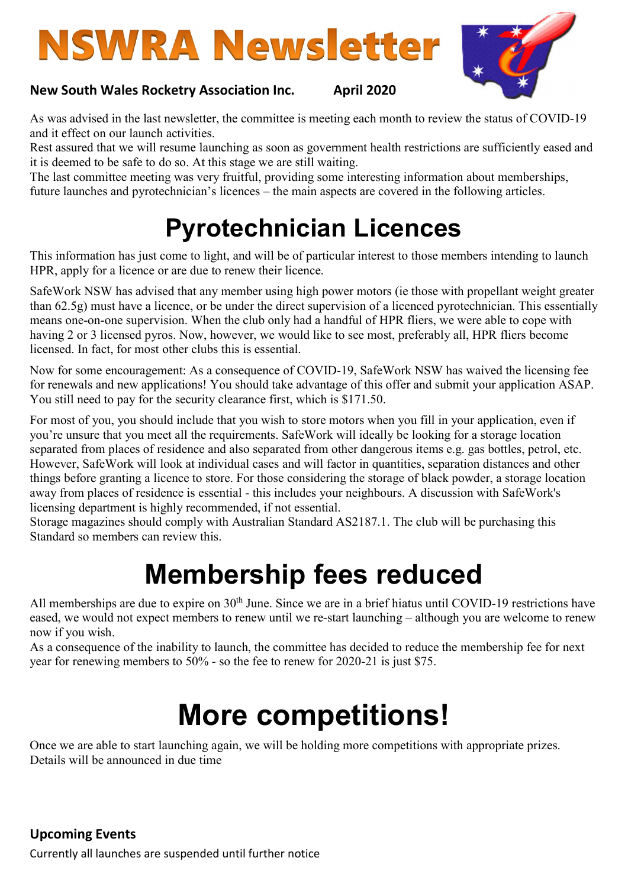# NSWRA Newsletter

**New South Wales Rocketry Association Inc.** **April 2020**

As was advised in the last newsletter, the committee is meeting each month to review the status of COVID-19 and it effect on our launch activities.
Rest assured that we will resume launching as soon as government health restrictions are sufficiently eased and it is deemed to be safe to do so. At this stage we are still waiting.
The last committee meeting was very fruitful, providing some interesting information about memberships, future launches and pyrotechnician's licences – the main aspects are covered in the following articles.

# Pyrotechnician Licences

This information has just come to light, and will be of particular interest to those members intending to launch HPR, apply for a licence or are due to renew their licence.

SafeWork NSW has advised that any member using high power motors (ie those with propellant weight greater than 62.5g) must have a licence, or be under the direct supervision of a licenced pyrotechnician. This essentially means one-on-one supervision. When the club only had a handful of HPR fliers, we were able to cope with having 2 or 3 licensed pyros. Now, however, we would like to see most, preferably all, HPR fliers become licensed. In fact, for most other clubs this is essential.

Now for some encouragement: As a consequence of COVID-19, SafeWork NSW has waived the licensing fee for renewals and new applications! You should take advantage of this offer and submit your application ASAP. You still need to pay for the security clearance first, which is $171.50.

For most of you, you should include that you wish to store motors when you fill in your application, even if you're unsure that you meet all the requirements. SafeWork will ideally be looking for a storage location separated from places of residence and also separated from other dangerous items e.g. gas bottles, petrol, etc. However, SafeWork will look at individual cases and will factor in quantities, separation distances and other things before granting a licence to store. For those considering the storage of black powder, a storage location away from places of residence is essential - this includes your neighbours. A discussion with SafeWork's licensing department is highly recommended, if not essential.
Storage magazines should comply with Australian Standard AS2187.1. The club will be purchasing this Standard so members can review this.

# Membership fees reduced

All memberships are due to expire on 30th June. Since we are in a brief hiatus until COVID-19 restrictions have eased, we would not expect members to renew until we re-start launching – although you are welcome to renew now if you wish.
As a consequence of the inability to launch, the committee has decided to reduce the membership fee for next year for renewing members to 50% - so the fee to renew for 2020-21 is just $75.

# More competitions!

Once we are able to start launching again, we will be holding more competitions with appropriate prizes. Details will be announced in due time

**Upcoming Events**

Currently all launches are suspended until further notice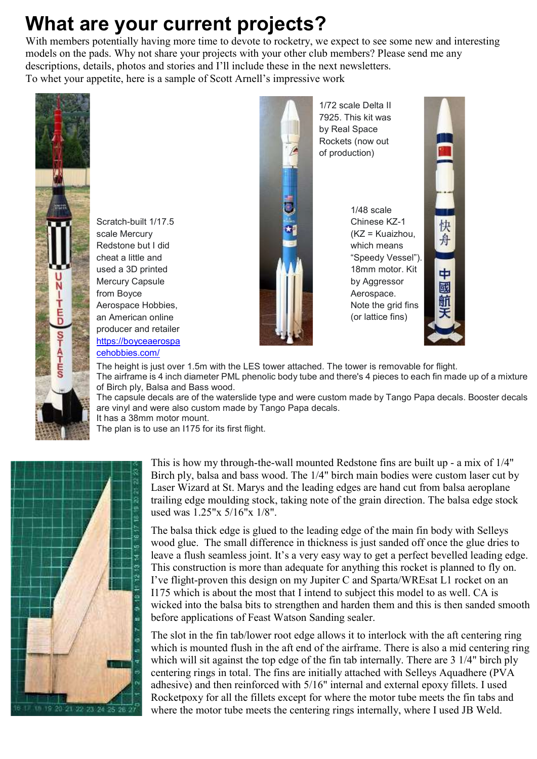# What are your current projects?

With members potentially having more time to devote to rocketry, we expect to see some new and interesting models on the pads. Why not share your projects with your other club members? Please send me any descriptions, details, photos and stories and I'll include these in the next newsletters.
To whet your appetite, here is a sample of Scott Arnell's impressive work

Scratch-built 1/17.5 scale Mercury Redstone but I did cheat a little and used a 3D printed Mercury Capsule from Boyce Aerospace Hobbies, an American online producer and retailer https://boyceaerospacehobbies.com/

1/72 scale Delta II 7925. This kit was by Real Space Rockets (now out of production)

1/48 scale Chinese KZ-1 (KZ = Kuaizhou, which means "Speedy Vessel"). 18mm motor. Kit by Aggressor Aerospace. Note the grid fins (or lattice fins)

The height is just over 1.5m with the LES tower attached. The tower is removable for flight.
The airframe is 4 inch diameter PML phenolic body tube and there's 4 pieces to each fin made up of a mixture of Birch ply, Balsa and Bass wood.
The capsule decals are of the waterslide type and were custom made by Tango Papa decals. Booster decals are vinyl and were also custom made by Tango Papa decals.
It has a 38mm motor mount.
The plan is to use an I175 for its first flight.

This is how my through-the-wall mounted Redstone fins are built up - a mix of 1/4" Birch ply, balsa and bass wood. The 1/4" birch main bodies were custom laser cut by Laser Wizard at St. Marys and the leading edges are hand cut from balsa aeroplane trailing edge moulding stock, taking note of the grain direction. The balsa edge stock used was 1.25"x 5/16"x 1/8".

The balsa thick edge is glued to the leading edge of the main fin body with Selleys wood glue. The small difference in thickness is just sanded off once the glue dries to leave a flush seamless joint. It's a very easy way to get a perfect bevelled leading edge. This construction is more than adequate for anything this rocket is planned to fly on. I've flight-proven this design on my Jupiter C and Sparta/WREsat L1 rocket on an I175 which is about the most that I intend to subject this model to as well. CA is wicked into the balsa bits to strengthen and harden them and this is then sanded smooth before applications of Feast Watson Sanding sealer.

The slot in the fin tab/lower root edge allows it to interlock with the aft centering ring which is mounted flush in the aft end of the airframe. There is also a mid centering ring which will sit against the top edge of the fin tab internally. There are 3 1/4" birch ply centering rings in total. The fins are initially attached with Selleys Aquadhere (PVA adhesive) and then reinforced with 5/16" internal and external epoxy fillets. I used Rocketpoxy for all the fillets except for where the motor tube meets the fin tabs and where the motor tube meets the centering rings internally, where I used JB Weld.